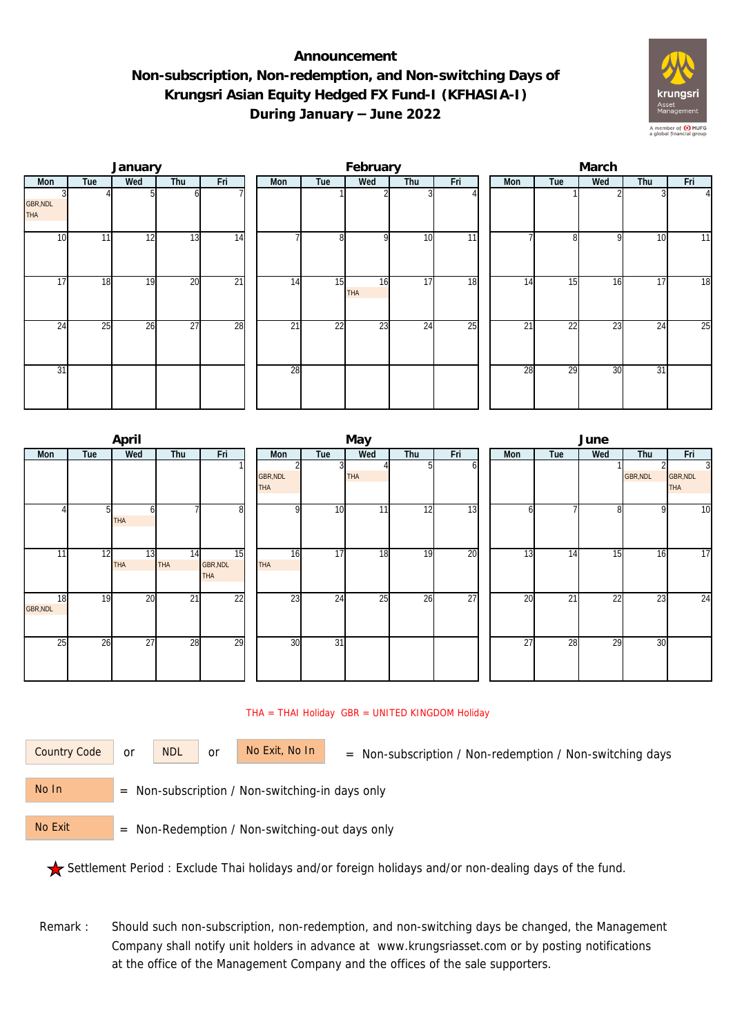# Announcement
## Non-subscription, Non-redemption, and Non-switching Days of Krungsri Asian Equity Hedged FX Fund-I (KFHASIA-I)
## During January – June 2022

### January

| Mon | Tue | Wed | Thu | Fri |
|---|---|---|---|---|
| 3 GBR,NDL THA | 4 | 5 | 6 | 7 |
| 10 | 11 | 12 | 13 | 14 |
| 17 | 18 | 19 | 20 | 21 |
| 24 | 25 | 26 | 27 | 28 |
| 31 | | | | |

### February

| Mon | Tue | Wed | Thu | Fri |
|---|---|---|---|---|
| | 1 | 2 | 3 | 4 |
| 7 | 8 | 9 | 10 | 11 |
| 14 | 15 | 16 THA | 17 | 18 |
| 21 | 22 | 23 | 24 | 25 |
| 28 | | | | |

### March

| Mon | Tue | Wed | Thu | Fri |
|---|---|---|---|---|
| | 1 | 2 | 3 | 4 |
| 7 | 8 | 9 | 10 | 11 |
| 14 | 15 | 16 | 17 | 18 |
| 21 | 22 | 23 | 24 | 25 |
| 28 | 29 | 30 | 31 | |

### April

| Mon | Tue | Wed | Thu | Fri |
|---|---|---|---|---|
| | | | | 1 |
| 4 | 5 | 6 THA | 7 | 8 |
| 11 | 12 | 13 THA | 14 THA | 15 GBR,NDL THA |
| 18 GBR,NDL | 19 | 20 | 21 | 22 |
| 25 | 26 | 27 | 28 | 29 |

### May

| Mon | Tue | Wed | Thu | Fri |
|---|---|---|---|---|
| 2 GBR,NDL THA | 3 | 4 THA | 5 | 6 |
| 9 | 10 | 11 | 12 | 13 |
| 16 THA | 17 | 18 | 19 | 20 |
| 23 | 24 | 25 | 26 | 27 |
| 30 | 31 | | | |

### June

| Mon | Tue | Wed | Thu | Fri |
|---|---|---|---|---|
| | | 1 | 2 GBR,NDL | 3 GBR,NDL THA |
| 6 | 7 | 8 | 9 | 10 |
| 13 | 14 | 15 | 16 | 17 |
| 20 | 21 | 22 | 23 | 24 |
| 27 | 28 | 29 | 30 | |

THA = THAI Holiday GBR = UNITED KINGDOM Holiday

Country Code or NDL or No Exit, No In = Non-subscription / Non-redemption / Non-switching days

No In = Non-subscription / Non-switching-in days only

No Exit = Non-Redemption / Non-switching-out days only

★ Settlement Period : Exclude Thai holidays and/or foreign holidays and/or non-dealing days of the fund.

Remark : Should such non-subscription, non-redemption, and non-switching days be changed, the Management Company shall notify unit holders in advance at www.krungsriasset.com or by posting notifications at the office of the Management Company and the offices of the sale supporters.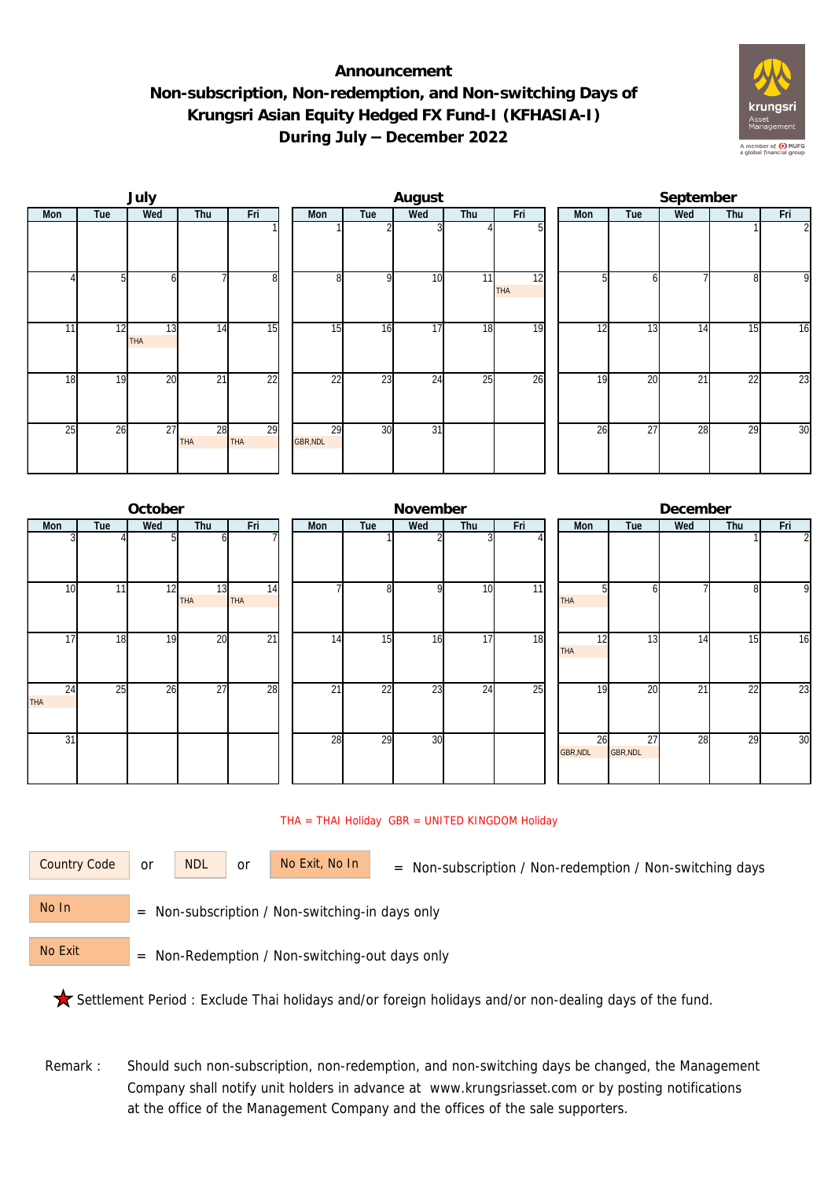**Announcement**
**Non-subscription, Non-redemption, and Non-switching Days of Krungsri Asian Equity Hedged FX Fund-I (KFHASIA-I)**
**During July – December 2022**

**July**

| Mon | Tue | Wed | Thu | Fri |
|---|---|---|---|---|
| | | | | 1 |
| 4 | 5 | 6 | 7 | 8 |
| 11 | 12 | 13 THA | 14 | 15 |
| 18 | 19 | 20 | 21 | 22 |
| 25 | 26 | 27 | 28 THA | 29 THA |

**August**

| Mon | Tue | Wed | Thu | Fri |
|---|---|---|---|---|
| 1 | 2 | 3 | 4 | 5 |
| 8 | 9 | 10 | 11 | 12 THA |
| 15 | 16 | 17 | 18 | 19 |
| 22 | 23 | 24 | 25 | 26 |
| 29 GBR,NDL | 30 | 31 | | |

**September**

| Mon | Tue | Wed | Thu | Fri |
|---|---|---|---|---|
| | | | 1 | 2 |
| 5 | 6 | 7 | 8 | 9 |
| 12 | 13 | 14 | 15 | 16 |
| 19 | 20 | 21 | 22 | 23 |
| 26 | 27 | 28 | 29 | 30 |

**October**

| Mon | Tue | Wed | Thu | Fri |
|---|---|---|---|---|
| 3 | 4 | 5 | 6 | 7 |
| 10 | 11 | 12 | 13 THA | 14 THA |
| 17 | 18 | 19 | 20 | 21 |
| 24 THA | 25 | 26 | 27 | 28 |
| 31 | | | | |

**November**

| Mon | Tue | Wed | Thu | Fri |
|---|---|---|---|---|
| | 1 | 2 | 3 | 4 |
| 7 | 8 | 9 | 10 | 11 |
| 14 | 15 | 16 | 17 | 18 |
| 21 | 22 | 23 | 24 | 25 |
| 28 | 29 | 30 | | |

**December**

| Mon | Tue | Wed | Thu | Fri |
|---|---|---|---|---|
| | | | 1 | 2 |
| 5 THA | 6 | 7 | 8 | 9 |
| 12 THA | 13 | 14 | 15 | 16 |
| 19 | 20 | 21 | 22 | 23 |
| 26 GBR,NDL | 27 GBR,NDL | 28 | 29 | 30 |

THA = THAI Holiday GBR = UNITED KINGDOM Holiday

Country Code or NDL or No Exit, No In = Non-subscription / Non-redemption / Non-switching days

No In = Non-subscription / Non-switching-in days only

No Exit = Non-Redemption / Non-switching-out days only

★ Settlement Period : Exclude Thai holidays and/or foreign holidays and/or non-dealing days of the fund.

Remark : Should such non-subscription, non-redemption, and non-switching days be changed, the Management Company shall notify unit holders in advance at www.krungsriasset.com or by posting notifications at the office of the Management Company and the offices of the sale supporters.